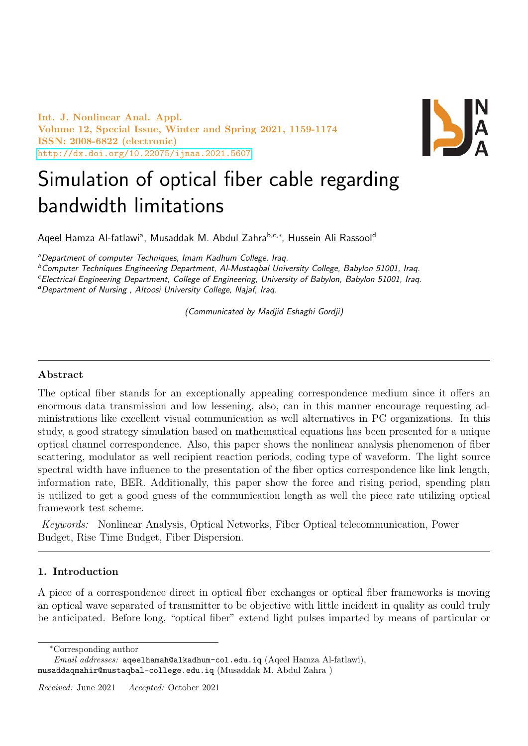# Simulation of optical fiber cable regarding bandwidth limitations

Aqeel Hamza Al-fatlawi[a], Musaddak M. Abdul Zahra[b,c,*], Hussein Ali Rassool[d]

[a]*Department of computer Techniques, Imam Kadhum College, Iraq.*
[b]*Computer Techniques Engineering Department, Al-Mustaqbal University College, Babylon 51001, Iraq.*
[c]*Electrical Engineering Department, College of Engineering, University of Babylon, Babylon 51001, Iraq.*
[d]*Department of Nursing , Altoosi University College, Najaf, Iraq.*

*(Communicated by Madjid Eshaghi Gordji)*

---

### Abstract

The optical fiber stands for an exceptionally appealing correspondence medium since it offers an enormous data transmission and low lessening, also, can in this manner encourage requesting administrations like excellent visual communication as well alternatives in PC organizations. In this study, a good strategy simulation based on mathematical equations has been presented for a unique optical channel correspondence. Also, this paper shows the nonlinear analysis phenomenon of fiber scattering, modulator as well recipient reaction periods, coding type of waveform. The light source spectral width have influence to the presentation of the fiber optics correspondence like link length, information rate, BER. Additionally, this paper show the force and rising period, spending plan is utilized to get a good guess of the communication length as well the piece rate utilizing optical framework test scheme.

*Keywords:* Nonlinear Analysis, Optical Networks, Fiber Optical telecommunication, Power Budget, Rise Time Budget, Fiber Dispersion.

---

## 1. Introduction

A piece of a correspondence direct in optical fiber exchanges or optical fiber frameworks is moving an optical wave separated of transmitter to be objective with little incident in quality as could truly be anticipated. Before long, "optical fiber" extend light pulses imparted by means of particular or

---

*Corresponding author

*Email addresses:* aqeelhamah@alkadhum-col.edu.iq (Aqeel Hamza Al-fatlawi), musaddaqmahir@mustaqbal-college.edu.iq (Musaddak M. Abdul Zahra )

*Received:* June 2021 *Accepted:* October 2021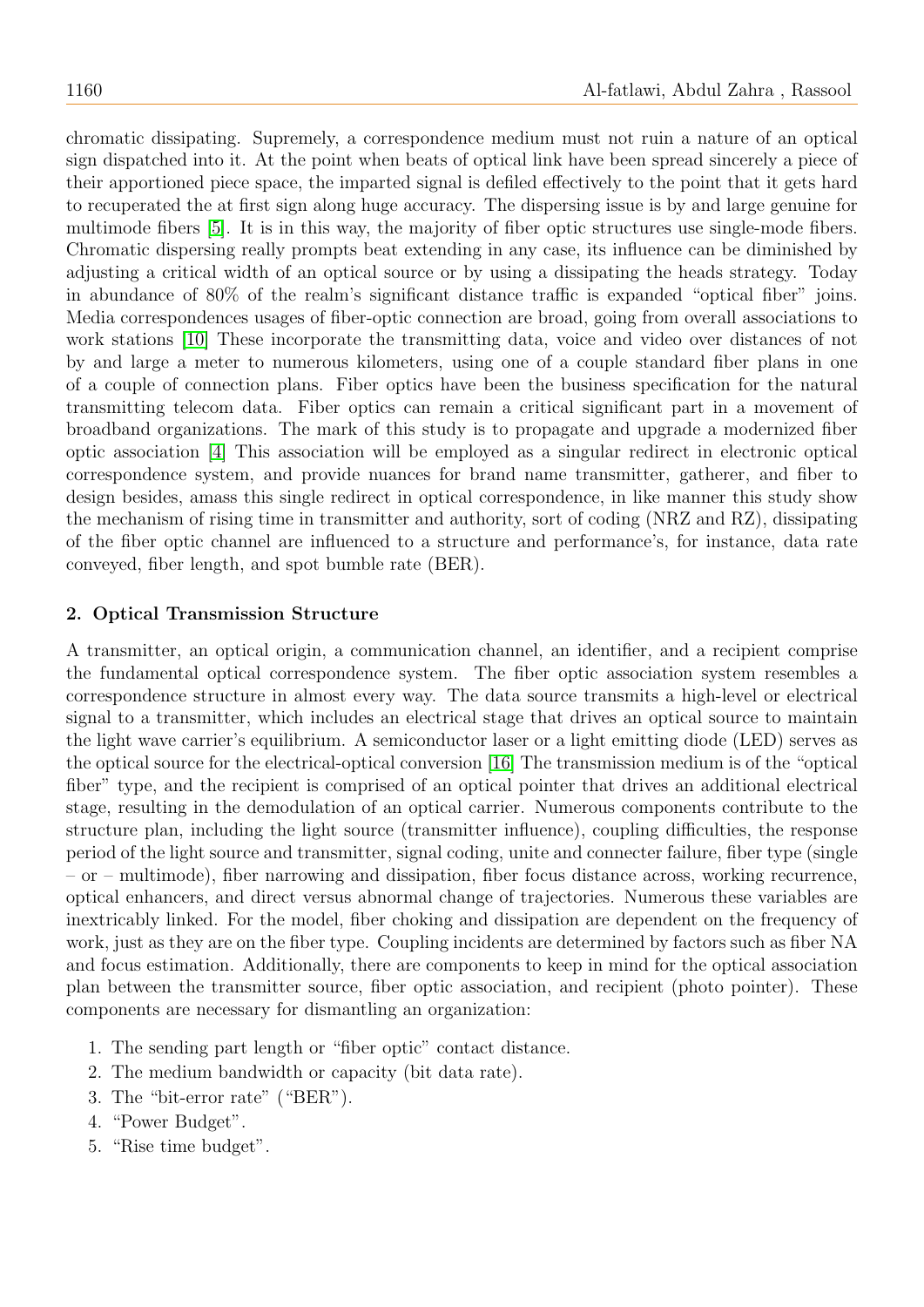chromatic dissipating. Supremely, a correspondence medium must not ruin a nature of an optical sign dispatched into it. At the point when beats of optical link have been spread sincerely a piece of their apportioned piece space, the imparted signal is defiled effectively to the point that it gets hard to recuperated the at first sign along huge accuracy. The dispersing issue is by and large genuine for multimode fibers [5]. It is in this way, the majority of fiber optic structures use single-mode fibers. Chromatic dispersing really prompts beat extending in any case, its influence can be diminished by adjusting a critical width of an optical source or by using a dissipating the heads strategy. Today in abundance of 80% of the realm's significant distance traffic is expanded "optical fiber" joins. Media correspondences usages of fiber-optic connection are broad, going from overall associations to work stations [10] These incorporate the transmitting data, voice and video over distances of not by and large a meter to numerous kilometers, using one of a couple standard fiber plans in one of a couple of connection plans. Fiber optics have been the business specification for the natural transmitting telecom data. Fiber optics can remain a critical significant part in a movement of broadband organizations. The mark of this study is to propagate and upgrade a modernized fiber optic association [4] This association will be employed as a singular redirect in electronic optical correspondence system, and provide nuances for brand name transmitter, gatherer, and fiber to design besides, amass this single redirect in optical correspondence, in like manner this study show the mechanism of rising time in transmitter and authority, sort of coding (NRZ and RZ), dissipating of the fiber optic channel are influenced to a structure and performance's, for instance, data rate conveyed, fiber length, and spot bumble rate (BER).

## 2. Optical Transmission Structure

A transmitter, an optical origin, a communication channel, an identifier, and a recipient comprise the fundamental optical correspondence system. The fiber optic association system resembles a correspondence structure in almost every way. The data source transmits a high-level or electrical signal to a transmitter, which includes an electrical stage that drives an optical source to maintain the light wave carrier's equilibrium. A semiconductor laser or a light emitting diode (LED) serves as the optical source for the electrical-optical conversion [16] The transmission medium is of the "optical fiber" type, and the recipient is comprised of an optical pointer that drives an additional electrical stage, resulting in the demodulation of an optical carrier. Numerous components contribute to the structure plan, including the light source (transmitter influence), coupling difficulties, the response period of the light source and transmitter, signal coding, unite and connecter failure, fiber type (single – or – multimode), fiber narrowing and dissipation, fiber focus distance across, working recurrence, optical enhancers, and direct versus abnormal change of trajectories. Numerous these variables are inextricably linked. For the model, fiber choking and dissipation are dependent on the frequency of work, just as they are on the fiber type. Coupling incidents are determined by factors such as fiber NA and focus estimation. Additionally, there are components to keep in mind for the optical association plan between the transmitter source, fiber optic association, and recipient (photo pointer). These components are necessary for dismantling an organization:

1. The sending part length or "fiber optic" contact distance.
2. The medium bandwidth or capacity (bit data rate).
3. The "bit-error rate" ("BER").
4. "Power Budget".
5. "Rise time budget".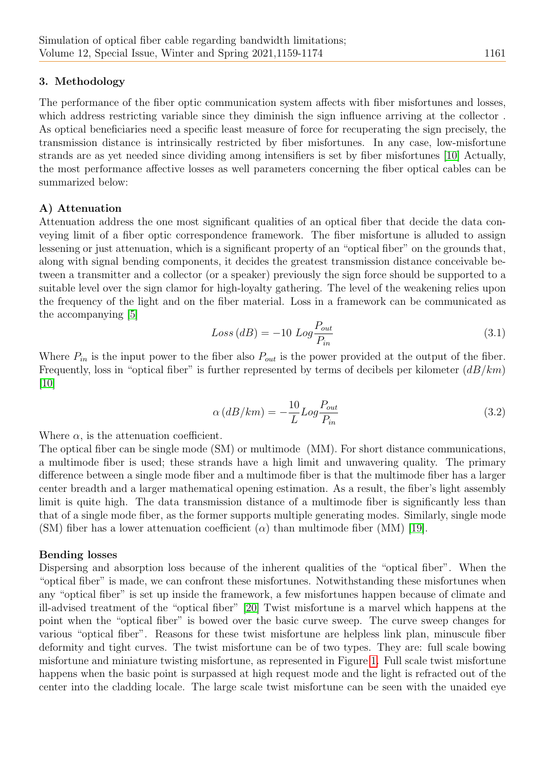## 3. Methodology

The performance of the fiber optic communication system affects with fiber misfortunes and losses, which address restricting variable since they diminish the sign influence arriving at the collector . As optical beneficiaries need a specific least measure of force for recuperating the sign precisely, the transmission distance is intrinsically restricted by fiber misfortunes. In any case, low-misfortune strands are as yet needed since dividing among intensifiers is set by fiber misfortunes [10] Actually, the most performance affective losses as well parameters concerning the fiber optical cables can be summarized below:

### A) Attenuation

Attenuation address the one most significant qualities of an optical fiber that decide the data conveying limit of a fiber optic correspondence framework. The fiber misfortune is alluded to assign lessening or just attenuation, which is a significant property of an "optical fiber" on the grounds that, along with signal bending components, it decides the greatest transmission distance conceivable between a transmitter and a collector (or a speaker) previously the sign force should be supported to a suitable level over the sign clamor for high-loyalty gathering. The level of the weakening relies upon the frequency of the light and on the fiber material. Loss in a framework can be communicated as the accompanying [5]

$$Loss\,(dB) = -10\ Log\frac{P_{out}}{P_{in}} \tag{3.1}$$

Where $P_{in}$ is the input power to the fiber also $P_{out}$ is the power provided at the output of the fiber. Frequently, loss in "optical fiber" is further represented by terms of decibels per kilometer $(dB/km)$ [10]

$$\alpha\,(dB/km) = -\frac{10}{L} Log\frac{P_{out}}{P_{in}} \tag{3.2}$$

Where $\alpha$, is the attenuation coefficient.

The optical fiber can be single mode (SM) or multimode (MM). For short distance communications, a multimode fiber is used; these strands have a high limit and unwavering quality. The primary difference between a single mode fiber and a multimode fiber is that the multimode fiber has a larger center breadth and a larger mathematical opening estimation. As a result, the fiber's light assembly limit is quite high. The data transmission distance of a multimode fiber is significantly less than that of a single mode fiber, as the former supports multiple generating modes. Similarly, single mode (SM) fiber has a lower attenuation coefficient ($\alpha$) than multimode fiber (MM) [19].

### Bending losses

Dispersing and absorption loss because of the inherent qualities of the "optical fiber". When the "optical fiber" is made, we can confront these misfortunes. Notwithstanding these misfortunes when any "optical fiber" is set up inside the framework, a few misfortunes happen because of climate and ill-advised treatment of the "optical fiber" [20] Twist misfortune is a marvel which happens at the point when the "optical fiber" is bowed over the basic curve sweep. The curve sweep changes for various "optical fiber". Reasons for these twist misfortune are helpless link plan, minuscule fiber deformity and tight curves. The twist misfortune can be of two types. They are: full scale bowing misfortune and miniature twisting misfortune, as represented in Figure 1. Full scale twist misfortune happens when the basic point is surpassed at high request mode and the light is refracted out of the center into the cladding locale. The large scale twist misfortune can be seen with the unaided eye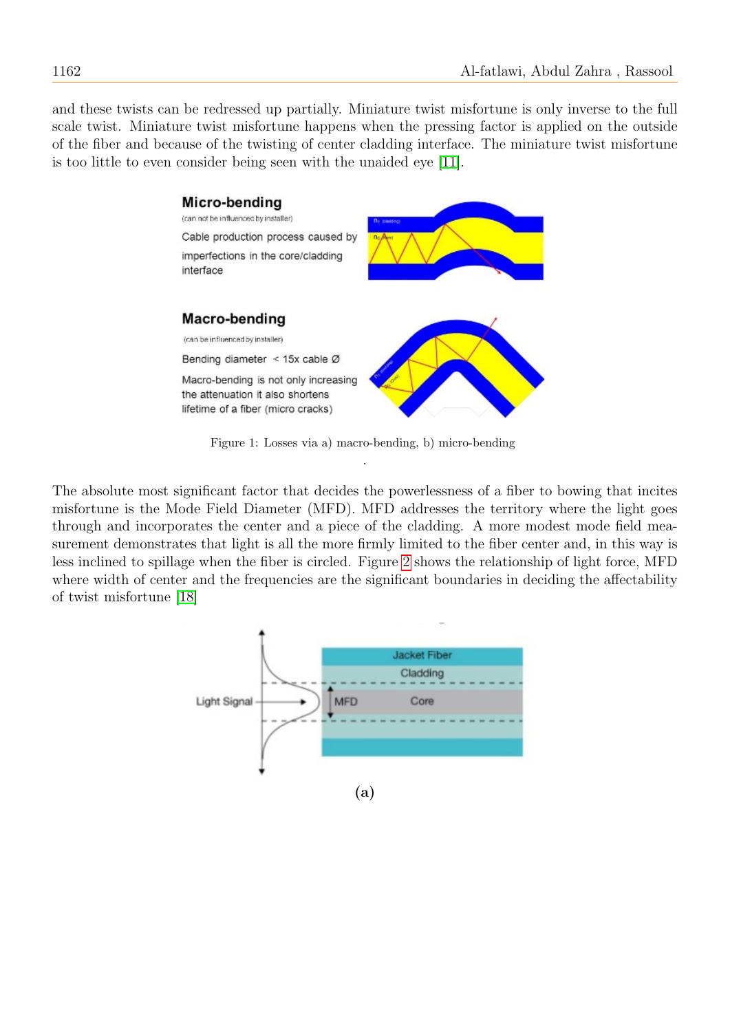and these twists can be redressed up partially. Miniature twist misfortune is only inverse to the full scale twist. Miniature twist misfortune happens when the pressing factor is applied on the outside of the fiber and because of the twisting of center cladding interface. The miniature twist misfortune is too little to even consider being seen with the unaided eye [11].

Figure 1: Losses via a) macro-bending, b) micro-bending

The absolute most significant factor that decides the powerlessness of a fiber to bowing that incites misfortune is the Mode Field Diameter (MFD). MFD addresses the territory where the light goes through and incorporates the center and a piece of the cladding. A more modest mode field measurement demonstrates that light is all the more firmly limited to the fiber center and, in this way is less inclined to spillage when the fiber is circled. Figure 2 shows the relationship of light force, MFD where width of center and the frequencies are the significant boundaries in deciding the affectability of twist misfortune [18]

(a)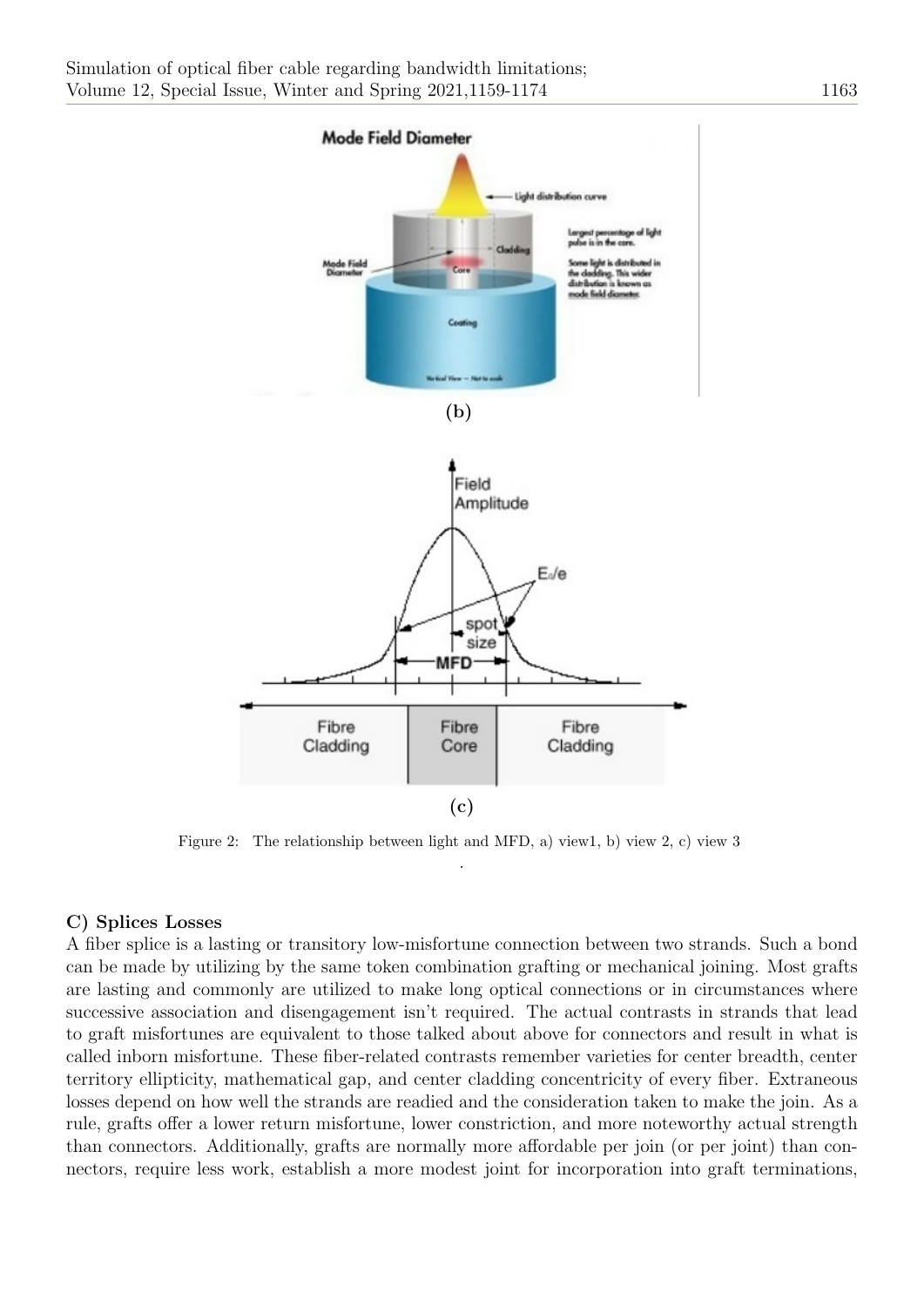(b)

(c)

Figure 2: The relationship between light and MFD, a) view1, b) view 2, c) view 3

.

**C) Splices Losses**

A fiber splice is a lasting or transitory low-misfortune connection between two strands. Such a bond can be made by utilizing by the same token combination grafting or mechanical joining. Most grafts are lasting and commonly are utilized to make long optical connections or in circumstances where successive association and disengagement isn't required. The actual contrasts in strands that lead to graft misfortunes are equivalent to those talked about above for connectors and result in what is called inborn misfortune. These fiber-related contrasts remember varieties for center breadth, center territory ellipticity, mathematical gap, and center cladding concentricity of every fiber. Extraneous losses depend on how well the strands are readied and the consideration taken to make the join. As a rule, grafts offer a lower return misfortune, lower constriction, and more noteworthy actual strength than connectors. Additionally, grafts are normally more affordable per join (or per joint) than connectors, require less work, establish a more modest joint for incorporation into graft terminations,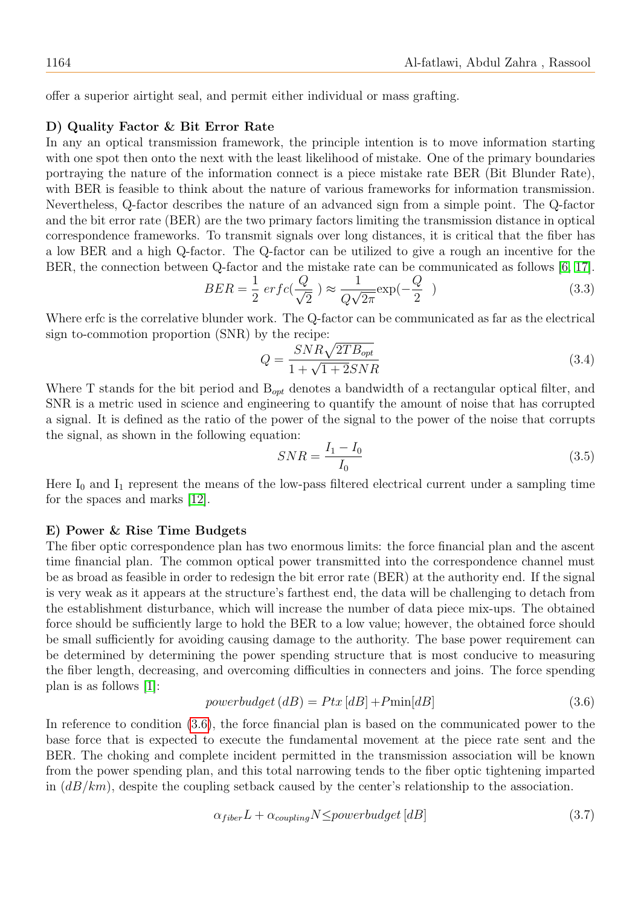offer a superior airtight seal, and permit either individual or mass grafting.

**D) Quality Factor & Bit Error Rate**

In any an optical transmission framework, the principle intention is to move information starting with one spot then onto the next with the least likelihood of mistake. One of the primary boundaries portraying the nature of the information connect is a piece mistake rate BER (Bit Blunder Rate), with BER is feasible to think about the nature of various frameworks for information transmission. Nevertheless, Q-factor describes the nature of an advanced sign from a simple point. The Q-factor and the bit error rate (BER) are the two primary factors limiting the transmission distance in optical correspondence frameworks. To transmit signals over long distances, it is critical that the fiber has a low BER and a high Q-factor. The Q-factor can be utilized to give a rough an incentive for the BER, the connection between Q-factor and the mistake rate can be communicated as follows [6, 17].

$$BER = \frac{1}{2}\ erfc(\frac{Q}{\sqrt{2}}\ ) \approx \frac{1}{Q\sqrt{2\pi}}\exp(-\frac{Q}{2}\ \ ) \tag{3.3}$$

Where erfc is the correlative blunder work. The Q-factor can be communicated as far as the electrical sign to-commotion proportion (SNR) by the recipe:

$$Q = \frac{SNR\sqrt{2TB_{opt}}}{1+\sqrt{1+2SNR}} \tag{3.4}$$

Where T stands for the bit period and $B_{opt}$ denotes a bandwidth of a rectangular optical filter, and SNR is a metric used in science and engineering to quantify the amount of noise that has corrupted a signal. It is defined as the ratio of the power of the signal to the power of the noise that corrupts the signal, as shown in the following equation:

$$SNR = \frac{I_1 - I_0}{I_0} \tag{3.5}$$

Here $I_0$ and $I_1$ represent the means of the low-pass filtered electrical current under a sampling time for the spaces and marks [12].

**E) Power & Rise Time Budgets**

The fiber optic correspondence plan has two enormous limits: the force financial plan and the ascent time financial plan. The common optical power transmitted into the correspondence channel must be as broad as feasible in order to redesign the bit error rate (BER) at the authority end. If the signal is very weak as it appears at the structure's farthest end, the data will be challenging to detach from the establishment disturbance, which will increase the number of data piece mix-ups. The obtained force should be sufficiently large to hold the BER to a low value; however, the obtained force should be small sufficiently for avoiding causing damage to the authority. The base power requirement can be determined by determining the power spending structure that is most conducive to measuring the fiber length, decreasing, and overcoming difficulties in connecters and joins. The force spending plan is as follows [1]:

$$powerbudget\,(dB) = Ptx\,[dB] + P\min[dB] \tag{3.6}$$

In reference to condition (3.6), the force financial plan is based on the communicated power to the base force that is expected to execute the fundamental movement at the piece rate sent and the BER. The choking and complete incident permitted in the transmission association will be known from the power spending plan, and this total narrowing tends to the fiber optic tightening imparted in $(dB/km)$, despite the coupling setback caused by the center's relationship to the association.

$$\alpha_{fiber}L + \alpha_{coupling}N \leq powerbudget\,[dB] \tag{3.7}$$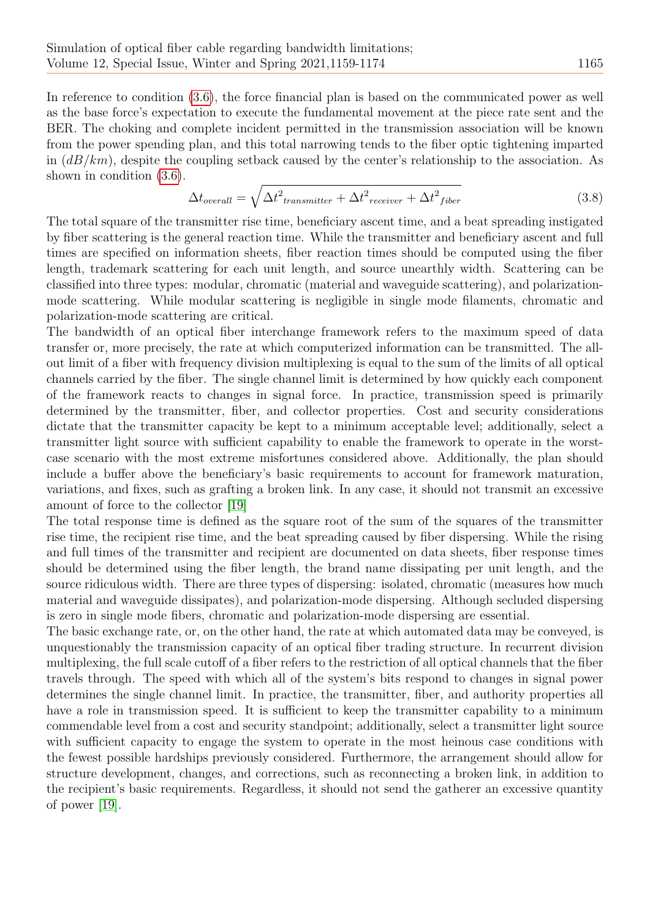In reference to condition (3.6), the force financial plan is based on the communicated power as well as the base force's expectation to execute the fundamental movement at the piece rate sent and the BER. The choking and complete incident permitted in the transmission association will be known from the power spending plan, and this total narrowing tends to the fiber optic tightening imparted in $(dB/km)$, despite the coupling setback caused by the center's relationship to the association. As shown in condition (3.6).

$$\Delta t_{overall} = \sqrt{\Delta t^2_{transmitter} + \Delta t^2_{receiver} + \Delta t^2_{fiber}} \tag{3.8}$$

The total square of the transmitter rise time, beneficiary ascent time, and a beat spreading instigated by fiber scattering is the general reaction time. While the transmitter and beneficiary ascent and full times are specified on information sheets, fiber reaction times should be computed using the fiber length, trademark scattering for each unit length, and source unearthly width. Scattering can be classified into three types: modular, chromatic (material and waveguide scattering), and polarization-mode scattering. While modular scattering is negligible in single mode filaments, chromatic and polarization-mode scattering are critical.

The bandwidth of an optical fiber interchange framework refers to the maximum speed of data transfer or, more precisely, the rate at which computerized information can be transmitted. The all-out limit of a fiber with frequency division multiplexing is equal to the sum of the limits of all optical channels carried by the fiber. The single channel limit is determined by how quickly each component of the framework reacts to changes in signal force. In practice, transmission speed is primarily determined by the transmitter, fiber, and collector properties. Cost and security considerations dictate that the transmitter capacity be kept to a minimum acceptable level; additionally, select a transmitter light source with sufficient capability to enable the framework to operate in the worst-case scenario with the most extreme misfortunes considered above. Additionally, the plan should include a buffer above the beneficiary's basic requirements to account for framework maturation, variations, and fixes, such as grafting a broken link. In any case, it should not transmit an excessive amount of force to the collector [19]

The total response time is defined as the square root of the sum of the squares of the transmitter rise time, the recipient rise time, and the beat spreading caused by fiber dispersing. While the rising and full times of the transmitter and recipient are documented on data sheets, fiber response times should be determined using the fiber length, the brand name dissipating per unit length, and the source ridiculous width. There are three types of dispersing: isolated, chromatic (measures how much material and waveguide dissipates), and polarization-mode dispersing. Although secluded dispersing is zero in single mode fibers, chromatic and polarization-mode dispersing are essential.

The basic exchange rate, or, on the other hand, the rate at which automated data may be conveyed, is unquestionably the transmission capacity of an optical fiber trading structure. In recurrent division multiplexing, the full scale cutoff of a fiber refers to the restriction of all optical channels that the fiber travels through. The speed with which all of the system's bits respond to changes in signal power determines the single channel limit. In practice, the transmitter, fiber, and authority properties all have a role in transmission speed. It is sufficient to keep the transmitter capability to a minimum commendable level from a cost and security standpoint; additionally, select a transmitter light source with sufficient capacity to engage the system to operate in the most heinous case conditions with the fewest possible hardships previously considered. Furthermore, the arrangement should allow for structure development, changes, and corrections, such as reconnecting a broken link, in addition to the recipient's basic requirements. Regardless, it should not send the gatherer an excessive quantity of power [19].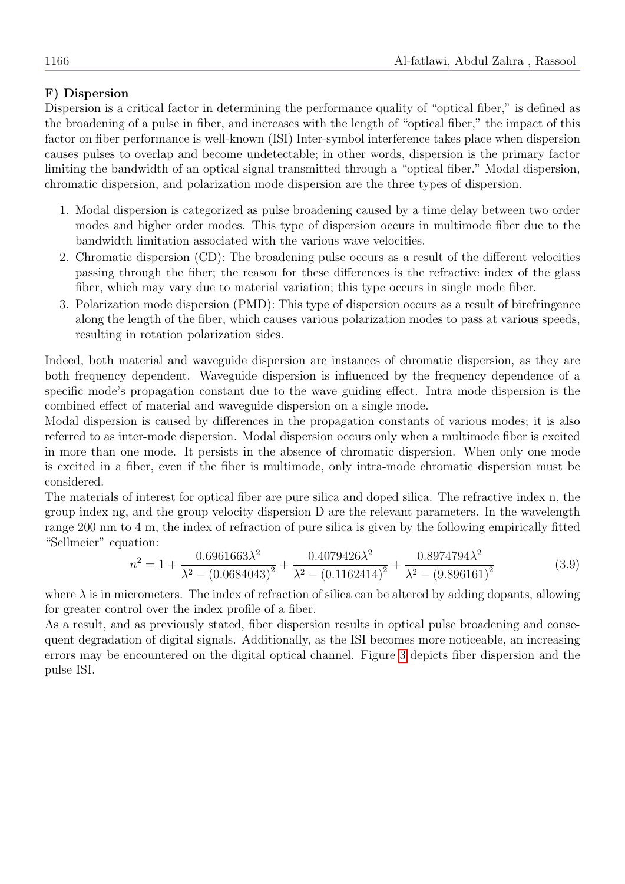**F) Dispersion**

Dispersion is a critical factor in determining the performance quality of "optical fiber," is defined as the broadening of a pulse in fiber, and increases with the length of "optical fiber," the impact of this factor on fiber performance is well-known (ISI) Inter-symbol interference takes place when dispersion causes pulses to overlap and become undetectable; in other words, dispersion is the primary factor limiting the bandwidth of an optical signal transmitted through a "optical fiber." Modal dispersion, chromatic dispersion, and polarization mode dispersion are the three types of dispersion.

1. Modal dispersion is categorized as pulse broadening caused by a time delay between two order modes and higher order modes. This type of dispersion occurs in multimode fiber due to the bandwidth limitation associated with the various wave velocities.
2. Chromatic dispersion (CD): The broadening pulse occurs as a result of the different velocities passing through the fiber; the reason for these differences is the refractive index of the glass fiber, which may vary due to material variation; this type occurs in single mode fiber.
3. Polarization mode dispersion (PMD): This type of dispersion occurs as a result of birefringence along the length of the fiber, which causes various polarization modes to pass at various speeds, resulting in rotation polarization sides.

Indeed, both material and waveguide dispersion are instances of chromatic dispersion, as they are both frequency dependent. Waveguide dispersion is influenced by the frequency dependence of a specific mode's propagation constant due to the wave guiding effect. Intra mode dispersion is the combined effect of material and waveguide dispersion on a single mode.

Modal dispersion is caused by differences in the propagation constants of various modes; it is also referred to as inter-mode dispersion. Modal dispersion occurs only when a multimode fiber is excited in more than one mode. It persists in the absence of chromatic dispersion. When only one mode is excited in a fiber, even if the fiber is multimode, only intra-mode chromatic dispersion must be considered.

The materials of interest for optical fiber are pure silica and doped silica. The refractive index n, the group index ng, and the group velocity dispersion D are the relevant parameters. In the wavelength range 200 nm to 4 m, the index of refraction of pure silica is given by the following empirically fitted "Sellmeier" equation:

$$n^2 = 1 + \frac{0.6961663\lambda^2}{\lambda^2 - (0.0684043)^2} + \frac{0.4079426\lambda^2}{\lambda^2 - (0.1162414)^2} + \frac{0.8974794\lambda^2}{\lambda^2 - (9.896161)^2} \tag{3.9}$$

where $\lambda$ is in micrometers. The index of refraction of silica can be altered by adding dopants, allowing for greater control over the index profile of a fiber.

As a result, and as previously stated, fiber dispersion results in optical pulse broadening and consequent degradation of digital signals. Additionally, as the ISI becomes more noticeable, an increasing errors may be encountered on the digital optical channel. Figure 3 depicts fiber dispersion and the pulse ISI.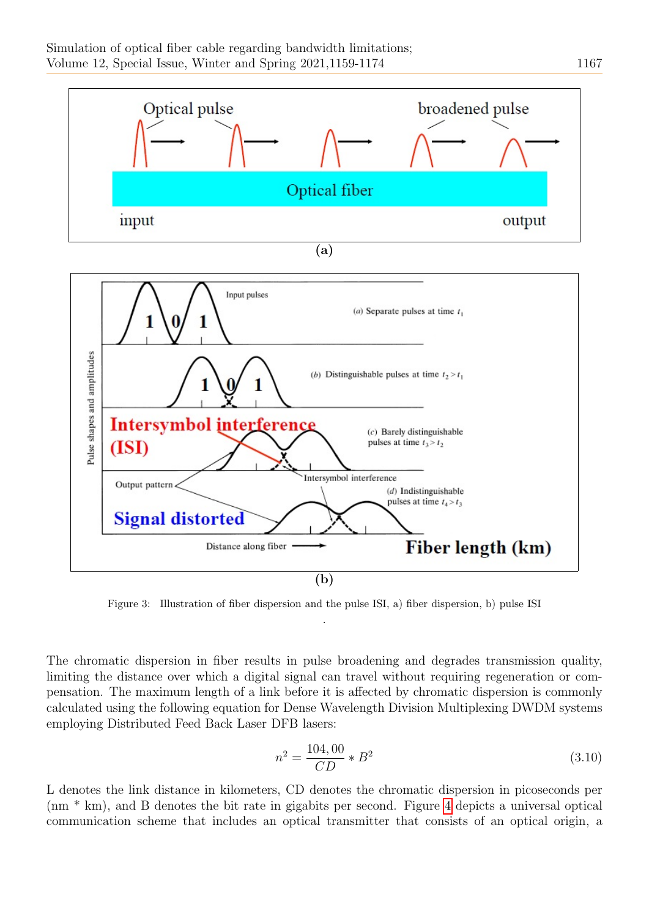Figure 3: Illustration of fiber dispersion and the pulse ISI, a) fiber dispersion, b) pulse ISI

The chromatic dispersion in fiber results in pulse broadening and degrades transmission quality, limiting the distance over which a digital signal can travel without requiring regeneration or compensation. The maximum length of a link before it is affected by chromatic dispersion is commonly calculated using the following equation for Dense Wavelength Division Multiplexing DWDM systems employing Distributed Feed Back Laser DFB lasers:

$$n^2 = \frac{104,00}{CD} * B^2 \tag{3.10}$$

L denotes the link distance in kilometers, CD denotes the chromatic dispersion in picoseconds per (nm * km), and B denotes the bit rate in gigabits per second. Figure 4 depicts a universal optical communication scheme that includes an optical transmitter that consists of an optical origin, a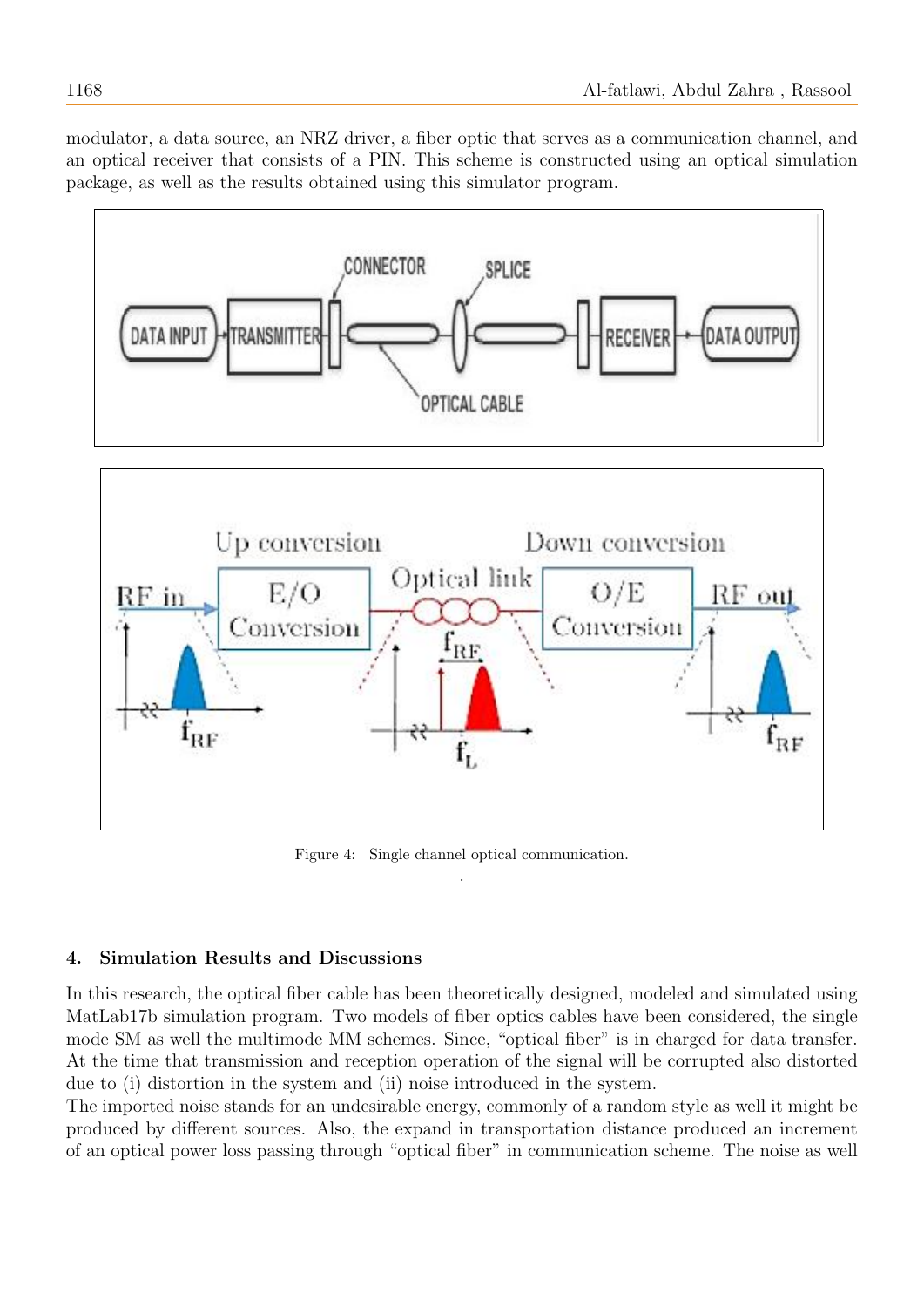modulator, a data source, an NRZ driver, a fiber optic that serves as a communication channel, and an optical receiver that consists of a PIN. This scheme is constructed using an optical simulation package, as well as the results obtained using this simulator program.

Figure 4: Single channel optical communication.

## 4. Simulation Results and Discussions

In this research, the optical fiber cable has been theoretically designed, modeled and simulated using MatLab17b simulation program. Two models of fiber optics cables have been considered, the single mode SM as well the multimode MM schemes. Since, "optical fiber" is in charged for data transfer. At the time that transmission and reception operation of the signal will be corrupted also distorted due to (i) distortion in the system and (ii) noise introduced in the system.

The imported noise stands for an undesirable energy, commonly of a random style as well it might be produced by different sources. Also, the expand in transportation distance produced an increment of an optical power loss passing through "optical fiber" in communication scheme. The noise as well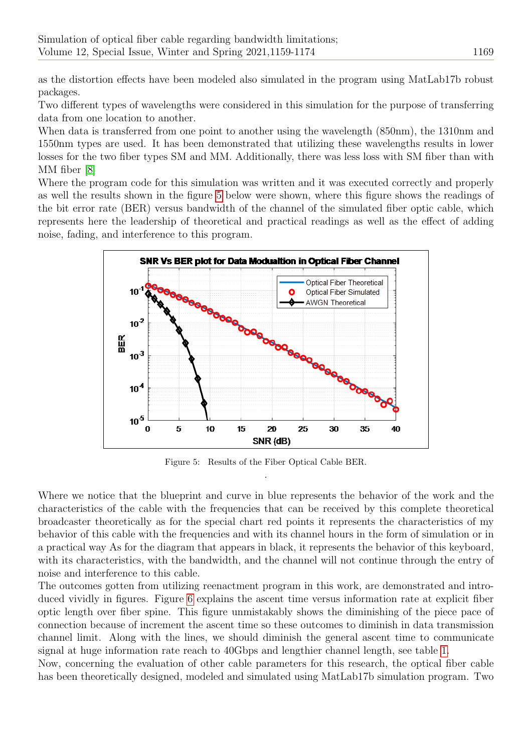as the distortion effects have been modeled also simulated in the program using MatLab17b robust packages.

Two different types of wavelengths were considered in this simulation for the purpose of transferring data from one location to another.

When data is transferred from one point to another using the wavelength (850nm), the 1310nm and 1550nm types are used. It has been demonstrated that utilizing these wavelengths results in lower losses for the two fiber types SM and MM. Additionally, there was less loss with SM fiber than with MM fiber [8]

Where the program code for this simulation was written and it was executed correctly and properly as well the results shown in the figure 5 below were shown, where this figure shows the readings of the bit error rate (BER) versus bandwidth of the channel of the simulated fiber optic cable, which represents here the leadership of theoretical and practical readings as well as the effect of adding noise, fading, and interference to this program.

Figure 5: Results of the Fiber Optical Cable BER.

Where we notice that the blueprint and curve in blue represents the behavior of the work and the characteristics of the cable with the frequencies that can be received by this complete theoretical broadcaster theoretically as for the special chart red points it represents the characteristics of my behavior of this cable with the frequencies and with its channel hours in the form of simulation or in a practical way As for the diagram that appears in black, it represents the behavior of this keyboard, with its characteristics, with the bandwidth, and the channel will not continue through the entry of noise and interference to this cable.

The outcomes gotten from utilizing reenactment program in this work, are demonstrated and introduced vividly in figures. Figure 6 explains the ascent time versus information rate at explicit fiber optic length over fiber spine. This figure unmistakably shows the diminishing of the piece pace of connection because of increment the ascent time so these outcomes to diminish in data transmission channel limit. Along with the lines, we should diminish the general ascent time to communicate signal at huge information rate reach to 40Gbps and lengthier channel length, see table 1.

Now, concerning the evaluation of other cable parameters for this research, the optical fiber cable has been theoretically designed, modeled and simulated using MatLab17b simulation program. Two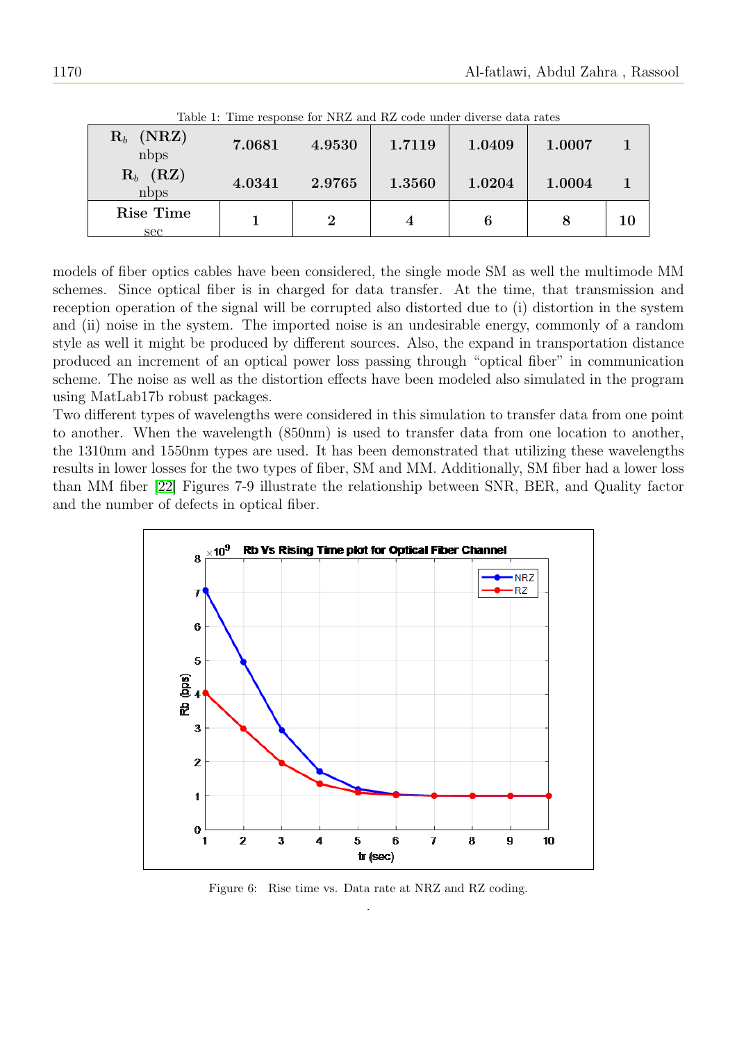Table 1: Time response for NRZ and RZ code under diverse data rates

| | | | | | | |
|---|---|---|---|---|---|---|
| $R_b$ (NRZ) nbps | 7.0681 | 4.9530 | 1.7119 | 1.0409 | 1.0007 | 1 |
| $R_b$ (RZ) nbps | 4.0341 | 2.9765 | 1.3560 | 1.0204 | 1.0004 | 1 |
| **Rise Time** sec | 1 | 2 | 4 | 6 | 8 | 10 |

models of fiber optics cables have been considered, the single mode SM as well the multimode MM schemes. Since optical fiber is in charged for data transfer. At the time, that transmission and reception operation of the signal will be corrupted also distorted due to (i) distortion in the system and (ii) noise in the system. The imported noise is an undesirable energy, commonly of a random style as well it might be produced by different sources. Also, the expand in transportation distance produced an increment of an optical power loss passing through "optical fiber" in communication scheme. The noise as well as the distortion effects have been modeled also simulated in the program using MatLab17b robust packages.

Two different types of wavelengths were considered in this simulation to transfer data from one point to another. When the wavelength (850nm) is used to transfer data from one location to another, the 1310nm and 1550nm types are used. It has been demonstrated that utilizing these wavelengths results in lower losses for the two types of fiber, SM and MM. Additionally, SM fiber had a lower loss than MM fiber [22] Figures 7-9 illustrate the relationship between SNR, BER, and Quality factor and the number of defects in optical fiber.

Figure 6: Rise time vs. Data rate at NRZ and RZ coding.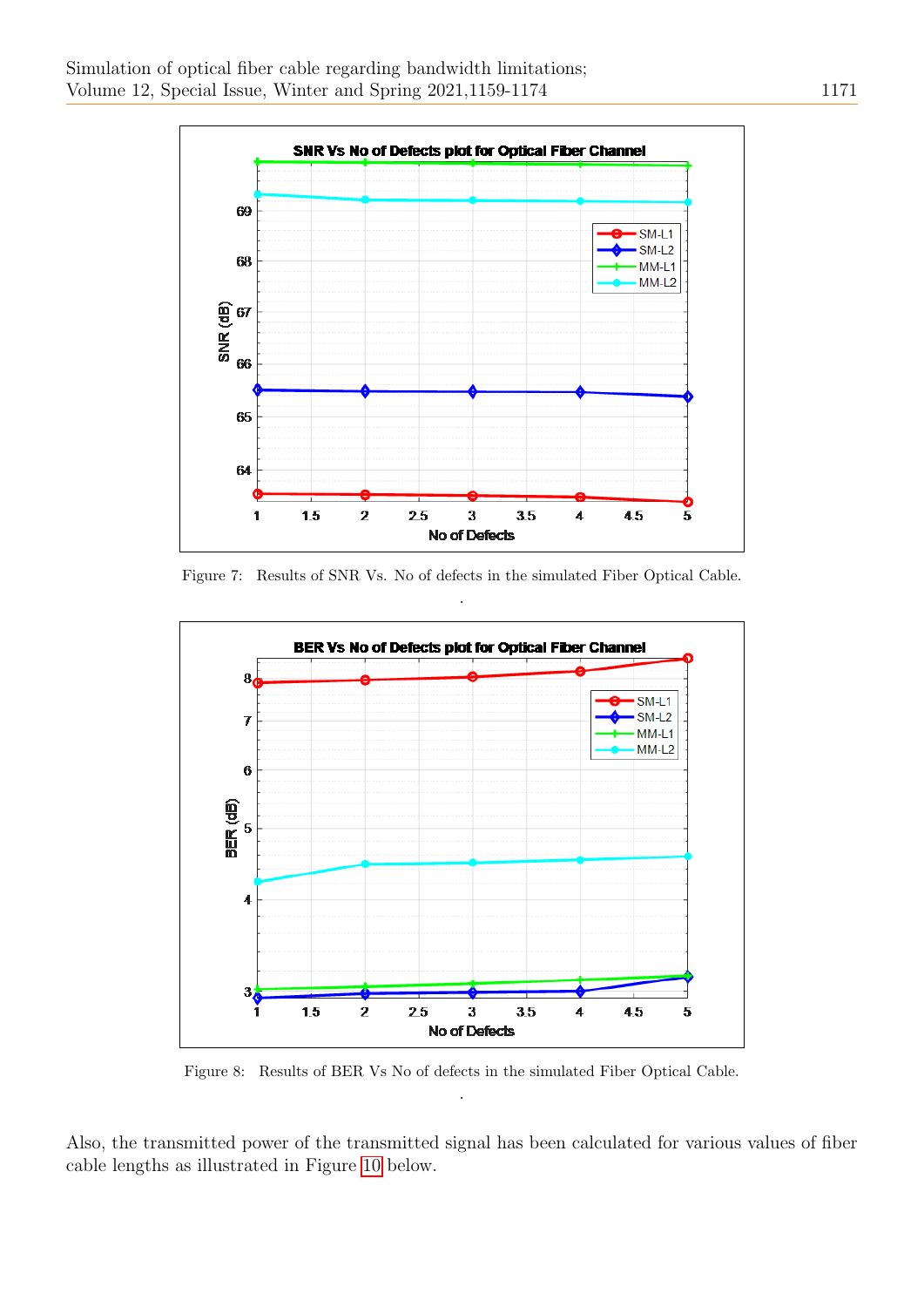Figure 7: Results of SNR Vs. No of defects in the simulated Fiber Optical Cable.

Figure 8: Results of BER Vs No of defects in the simulated Fiber Optical Cable.

Also, the transmitted power of the transmitted signal has been calculated for various values of fiber cable lengths as illustrated in Figure 10 below.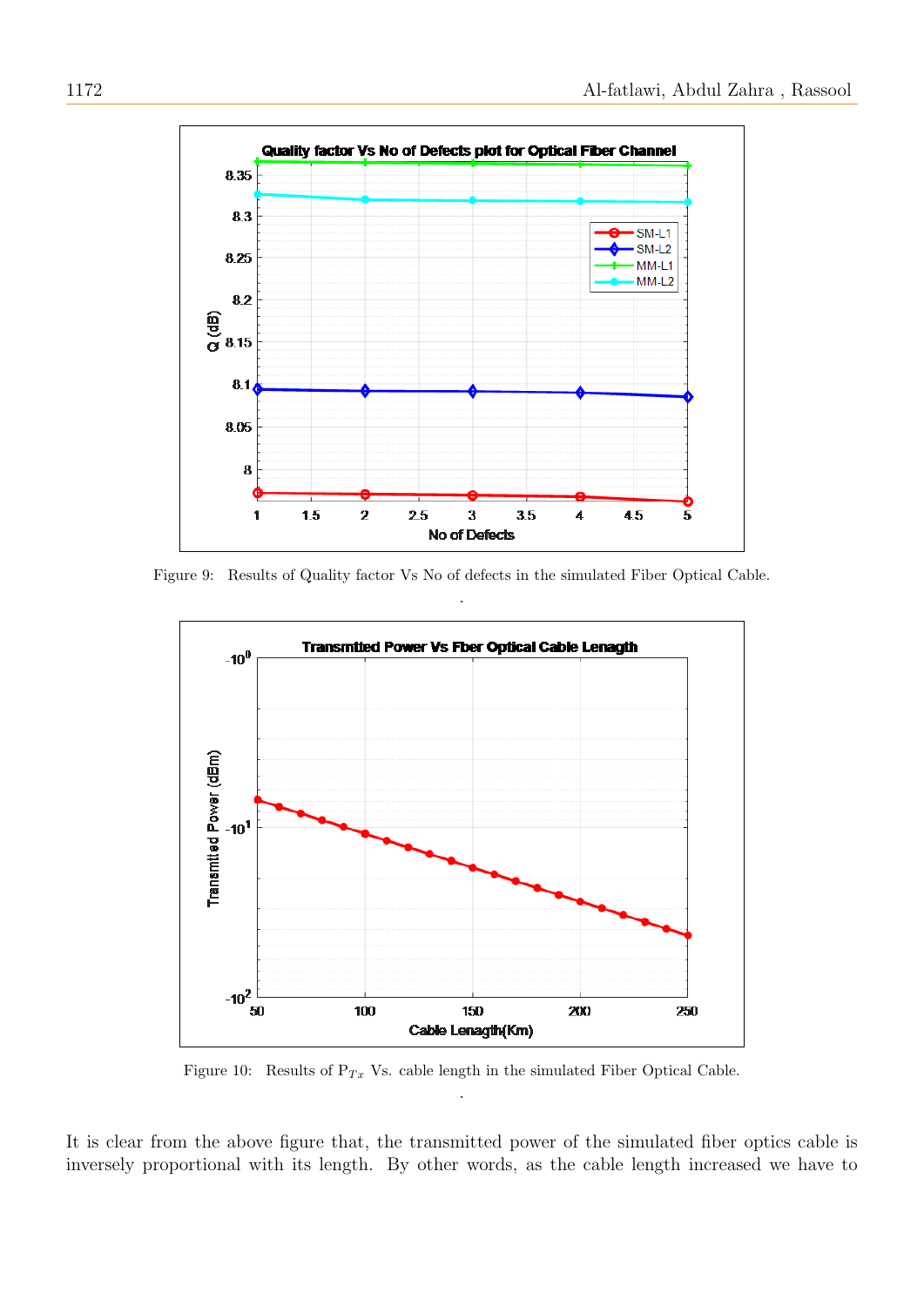Figure 9: Results of Quality factor Vs No of defects in the simulated Fiber Optical Cable.

.

Figure 10: Results of $P_{Tx}$ Vs. cable length in the simulated Fiber Optical Cable.

.

It is clear from the above figure that, the transmitted power of the simulated fiber optics cable is inversely proportional with its length. By other words, as the cable length increased we have to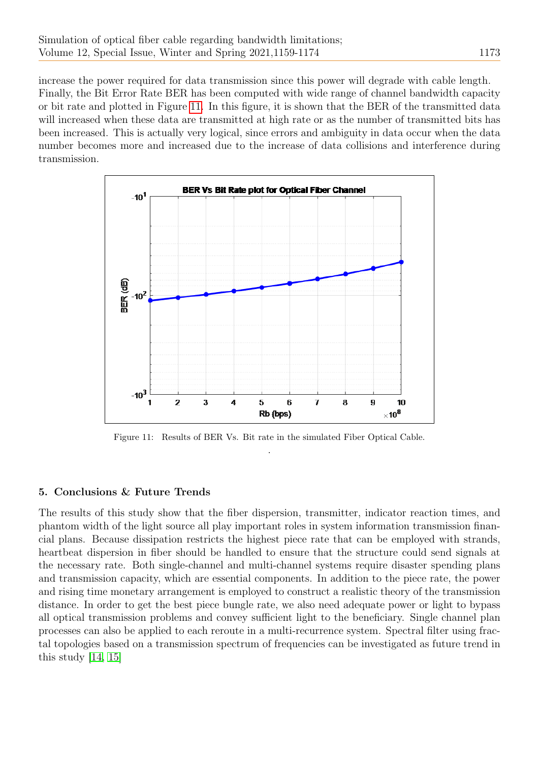increase the power required for data transmission since this power will degrade with cable length. Finally, the Bit Error Rate BER has been computed with wide range of channel bandwidth capacity or bit rate and plotted in Figure 11. In this figure, it is shown that the BER of the transmitted data will increased when these data are transmitted at high rate or as the number of transmitted bits has been increased. This is actually very logical, since errors and ambiguity in data occur when the data number becomes more and increased due to the increase of data collisions and interference during transmission.

Figure 11: Results of BER Vs. Bit rate in the simulated Fiber Optical Cable.

## 5. Conclusions & Future Trends

The results of this study show that the fiber dispersion, transmitter, indicator reaction times, and phantom width of the light source all play important roles in system information transmission financial plans. Because dissipation restricts the highest piece rate that can be employed with strands, heartbeat dispersion in fiber should be handled to ensure that the structure could send signals at the necessary rate. Both single-channel and multi-channel systems require disaster spending plans and transmission capacity, which are essential components. In addition to the piece rate, the power and rising time monetary arrangement is employed to construct a realistic theory of the transmission distance. In order to get the best piece bungle rate, we also need adequate power or light to bypass all optical transmission problems and convey sufficient light to the beneficiary. Single channel plan processes can also be applied to each reroute in a multi-recurrence system. Spectral filter using fractal topologies based on a transmission spectrum of frequencies can be investigated as future trend in this study [14, 15]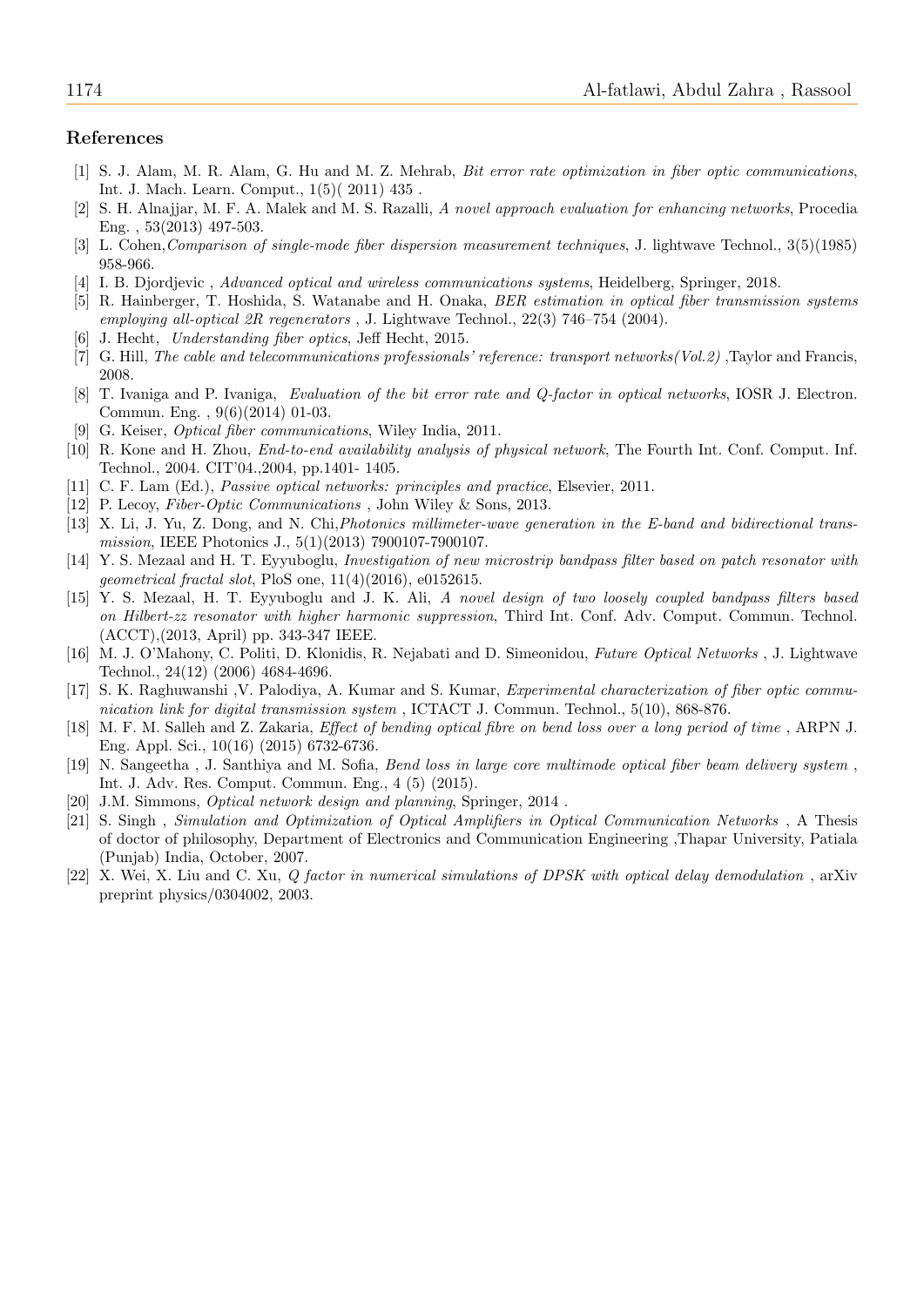## References

[1] S. J. Alam, M. R. Alam, G. Hu and M. Z. Mehrab, *Bit error rate optimization in fiber optic communications*, Int. J. Mach. Learn. Comput., 1(5)( 2011) 435 .

[2] S. H. Alnajjar, M. F. A. Malek and M. S. Razalli, *A novel approach evaluation for enhancing networks*, Procedia Eng. , 53(2013) 497-503.

[3] L. Cohen,*Comparison of single-mode fiber dispersion measurement techniques*, J. lightwave Technol., 3(5)(1985) 958-966.

[4] I. B. Djordjevic , *Advanced optical and wireless communications systems*, Heidelberg, Springer, 2018.

[5] R. Hainberger, T. Hoshida, S. Watanabe and H. Onaka, *BER estimation in optical fiber transmission systems employing all-optical 2R regenerators* , J. Lightwave Technol., 22(3) 746–754 (2004).

[6] J. Hecht, *Understanding fiber optics*, Jeff Hecht, 2015.

[7] G. Hill, *The cable and telecommunications professionals' reference: transport networks(Vol.2)* ,Taylor and Francis, 2008.

[8] T. Ivaniga and P. Ivaniga, *Evaluation of the bit error rate and Q-factor in optical networks*, IOSR J. Electron. Commun. Eng. , 9(6)(2014) 01-03.

[9] G. Keiser, *Optical fiber communications*, Wiley India, 2011.

[10] R. Kone and H. Zhou, *End-to-end availability analysis of physical network*, The Fourth Int. Conf. Comput. Inf. Technol., 2004. CIT'04.,2004, pp.1401- 1405.

[11] C. F. Lam (Ed.), *Passive optical networks: principles and practice*, Elsevier, 2011.

[12] P. Lecoy, *Fiber-Optic Communications* , John Wiley & Sons, 2013.

[13] X. Li, J. Yu, Z. Dong, and N. Chi,*Photonics millimeter-wave generation in the E-band and bidirectional transmission*, IEEE Photonics J., 5(1)(2013) 7900107-7900107.

[14] Y. S. Mezaal and H. T. Eyyuboglu, *Investigation of new microstrip bandpass filter based on patch resonator with geometrical fractal slot*, PloS one, 11(4)(2016), e0152615.

[15] Y. S. Mezaal, H. T. Eyyuboglu and J. K. Ali, *A novel design of two loosely coupled bandpass filters based on Hilbert-zz resonator with higher harmonic suppression*, Third Int. Conf. Adv. Comput. Commun. Technol. (ACCT),(2013, April) pp. 343-347 IEEE.

[16] M. J. O'Mahony, C. Politi, D. Klonidis, R. Nejabati and D. Simeonidou, *Future Optical Networks* , J. Lightwave Technol., 24(12) (2006) 4684-4696.

[17] S. K. Raghuwanshi ,V. Palodiya, A. Kumar and S. Kumar, *Experimental characterization of fiber optic communication link for digital transmission system* , ICTACT J. Commun. Technol., 5(10), 868-876.

[18] M. F. M. Salleh and Z. Zakaria, *Effect of bending optical fibre on bend loss over a long period of time* , ARPN J. Eng. Appl. Sci., 10(16) (2015) 6732-6736.

[19] N. Sangeetha , J. Santhiya and M. Sofia, *Bend loss in large core multimode optical fiber beam delivery system* , Int. J. Adv. Res. Comput. Commun. Eng., 4 (5) (2015).

[20] J.M. Simmons, *Optical network design and planning*, Springer, 2014 .

[21] S. Singh , *Simulation and Optimization of Optical Amplifiers in Optical Communication Networks* , A Thesis of doctor of philosophy, Department of Electronics and Communication Engineering ,Thapar University, Patiala (Punjab) India, October, 2007.

[22] X. Wei, X. Liu and C. Xu, *Q factor in numerical simulations of DPSK with optical delay demodulation* , arXiv preprint physics/0304002, 2003.